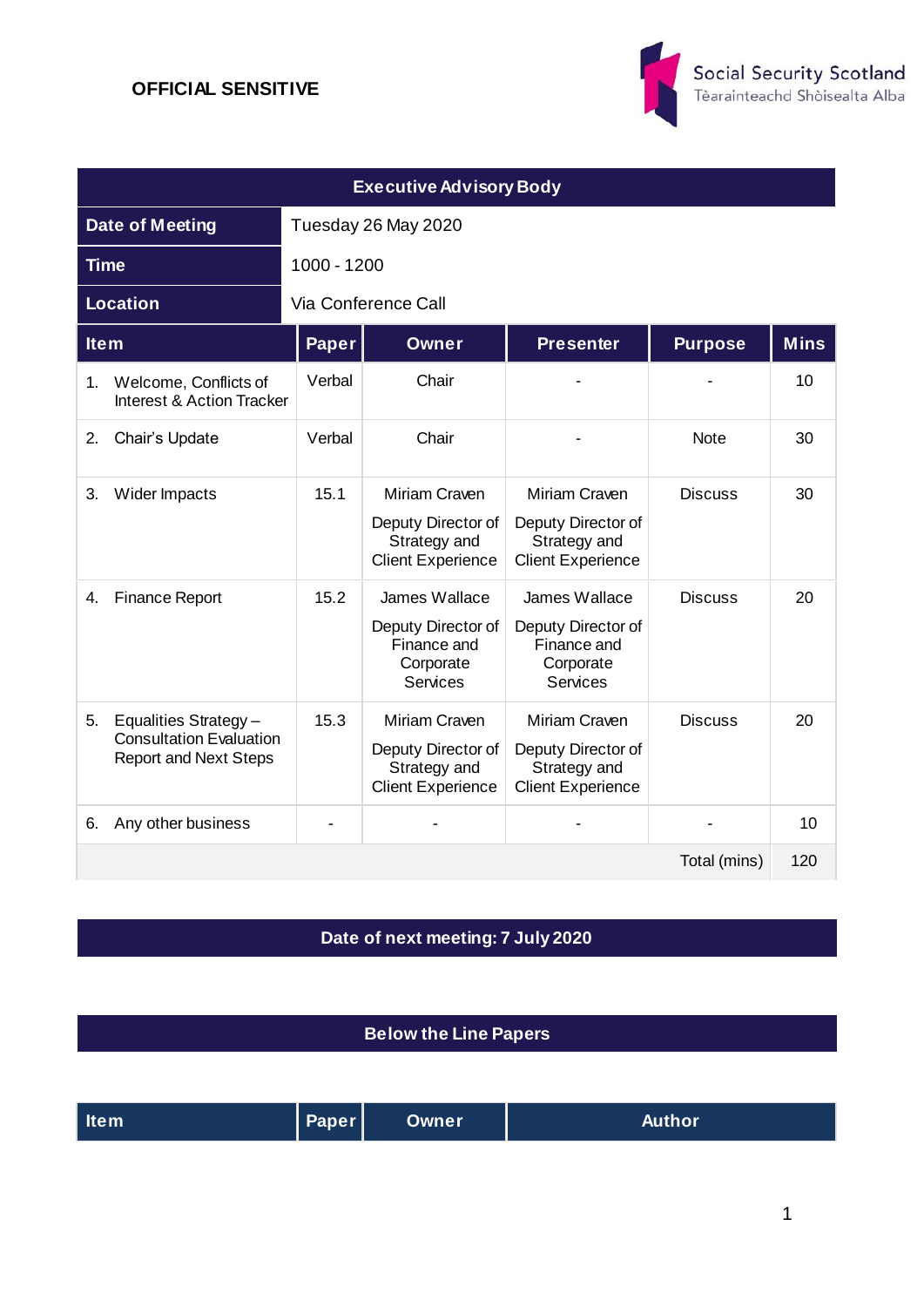**OFFICIAL SENSITIVE**

Social Security Scotland
Tèarainteachd Shòisealta Alba

| Executive Advisory Body | |
|---|---|
| **Date of Meeting** | Tuesday 26 May 2020 |
| **Time** | 1000 - 1200 |
| **Location** | Via Conference Call |

| Item | Paper | Owner | Presenter | Purpose | Mins |
|---|---|---|---|---|---|
| 1. Welcome, Conflicts of Interest & Action Tracker | Verbal | Chair | - | - | 10 |
| 2. Chair's Update | Verbal | Chair | - | Note | 30 |
| 3. Wider Impacts | 15.1 | Miriam Craven<br>Deputy Director of Strategy and Client Experience | Miriam Craven<br>Deputy Director of Strategy and Client Experience | Discuss | 30 |
| 4. Finance Report | 15.2 | James Wallace<br>Deputy Director of Finance and Corporate Services | James Wallace<br>Deputy Director of Finance and Corporate Services | Discuss | 20 |
| 5. Equalities Strategy – Consultation Evaluation Report and Next Steps | 15.3 | Miriam Craven<br>Deputy Director of Strategy and Client Experience | Miriam Craven<br>Deputy Director of Strategy and Client Experience | Discuss | 20 |
| 6. Any other business | - | - | - | - | 10 |
| | | | | Total (mins) | 120 |

**Date of next meeting: 7 July 2020**

**Below the Line Papers**

| Item | Paper | Owner | Author |
|---|---|---|---|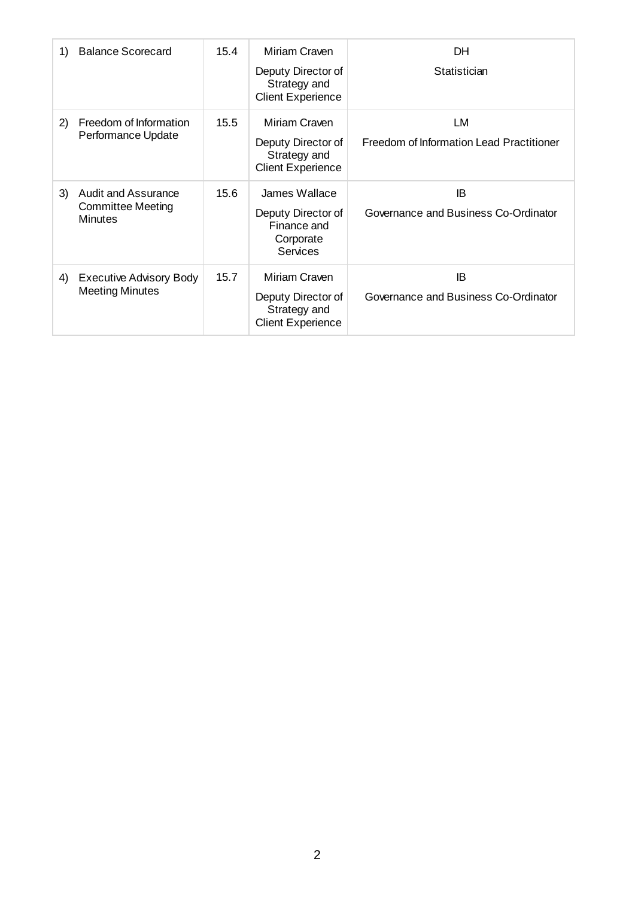| | | | | |
|---|---|---|---|---|
| 1) | Balance Scorecard | 15.4 | Miriam Craven<br><br>Deputy Director of Strategy and Client Experience | DH<br><br>Statistician |
| 2) | Freedom of Information Performance Update | 15.5 | Miriam Craven<br><br>Deputy Director of Strategy and Client Experience | LM<br><br>Freedom of Information Lead Practitioner |
| 3) | Audit and Assurance Committee Meeting Minutes | 15.6 | James Wallace<br><br>Deputy Director of Finance and Corporate Services | IB<br><br>Governance and Business Co-Ordinator |
| 4) | Executive Advisory Body Meeting Minutes | 15.7 | Miriam Craven<br><br>Deputy Director of Strategy and Client Experience | IB<br><br>Governance and Business Co-Ordinator |